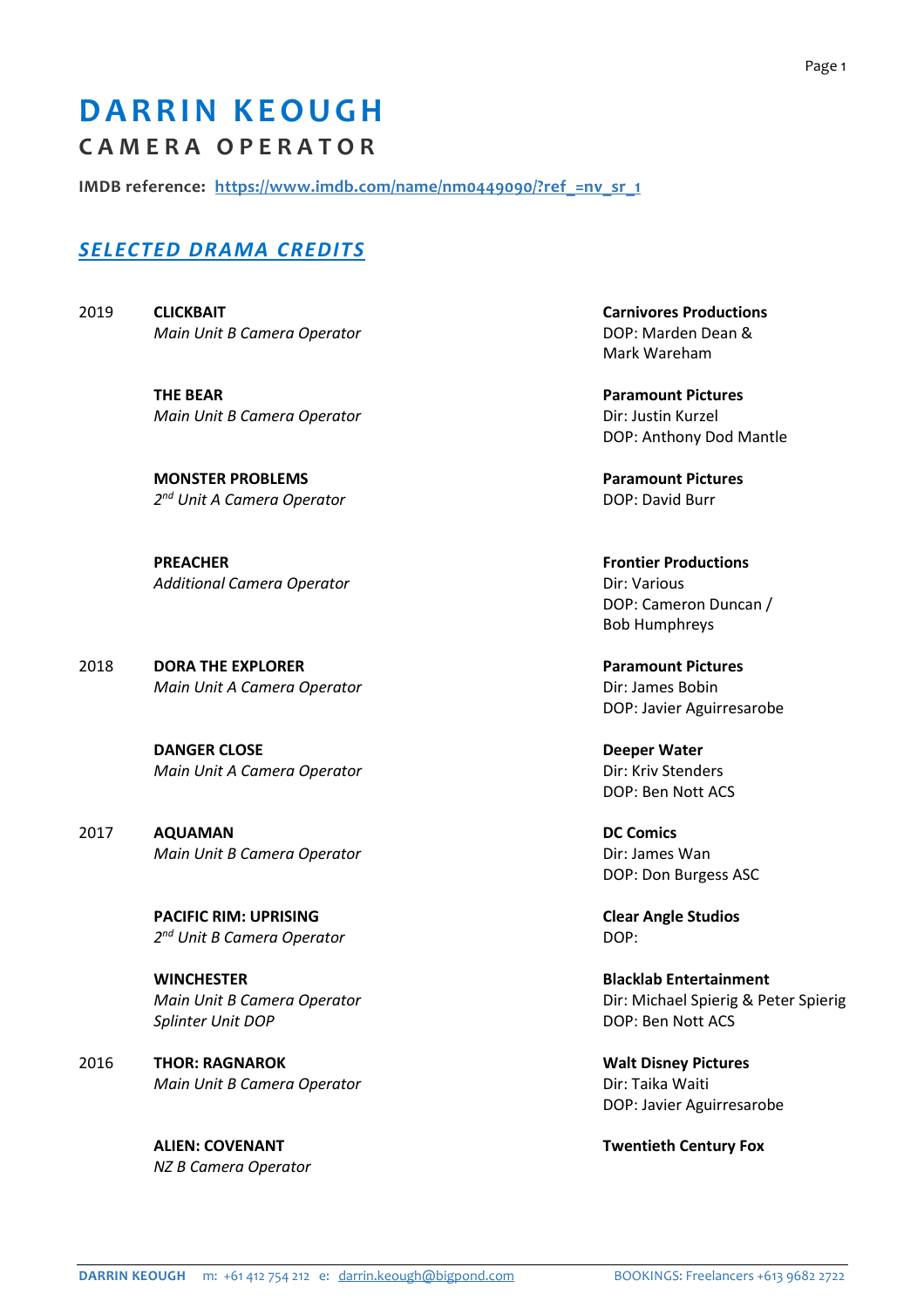# DARRIN KEOUGH

## CAMERA OPERATOR

**IMDB reference:** [https://www.imdb.com/name/nm0449090/?ref_=nv_sr_1](https://www.imdb.com/name/nm0449090/?ref_=nv_sr_1)

## *SELECTED DRAMA CREDITS*

| Year | Production | Company / Credits |
|---|---|---|
| 2019 | **CLICKBAIT**<br>*Main Unit B Camera Operator* | **Carnivores Productions**<br>DOP: Marden Dean & Mark Wareham |
| | **THE BEAR**<br>*Main Unit B Camera Operator* | **Paramount Pictures**<br>Dir: Justin Kurzel<br>DOP: Anthony Dod Mantle |
| | **MONSTER PROBLEMS**<br>*2nd Unit A Camera Operator* | **Paramount Pictures**<br>DOP: David Burr |
| | **PREACHER**<br>*Additional Camera Operator* | **Frontier Productions**<br>Dir: Various<br>DOP: Cameron Duncan / Bob Humphreys |
| 2018 | **DORA THE EXPLORER**<br>*Main Unit A Camera Operator* | **Paramount Pictures**<br>Dir: James Bobin<br>DOP: Javier Aguirresarobe |
| | **DANGER CLOSE**<br>*Main Unit A Camera Operator* | **Deeper Water**<br>Dir: Kriv Stenders<br>DOP: Ben Nott ACS |
| 2017 | **AQUAMAN**<br>*Main Unit B Camera Operator* | **DC Comics**<br>Dir: James Wan<br>DOP: Don Burgess ASC |
| | **PACIFIC RIM: UPRISING**<br>*2nd Unit B Camera Operator* | **Clear Angle Studios**<br>DOP: |
| | **WINCHESTER**<br>*Main Unit B Camera Operator*<br>*Splinter Unit DOP* | **Blacklab Entertainment**<br>Dir: Michael Spierig & Peter Spierig<br>DOP: Ben Nott ACS |
| 2016 | **THOR: RAGNAROK**<br>*Main Unit B Camera Operator* | **Walt Disney Pictures**<br>Dir: Taika Waiti<br>DOP: Javier Aguirresarobe |
| | **ALIEN: COVENANT**<br>*NZ B Camera Operator* | **Twentieth Century Fox** |

**DARRIN KEOUGH** m: +61 412 754 212 e: [darrin.keough@bigpond.com](mailto:darrin.keough@bigpond.com) BOOKINGS: Freelancers +613 9682 2722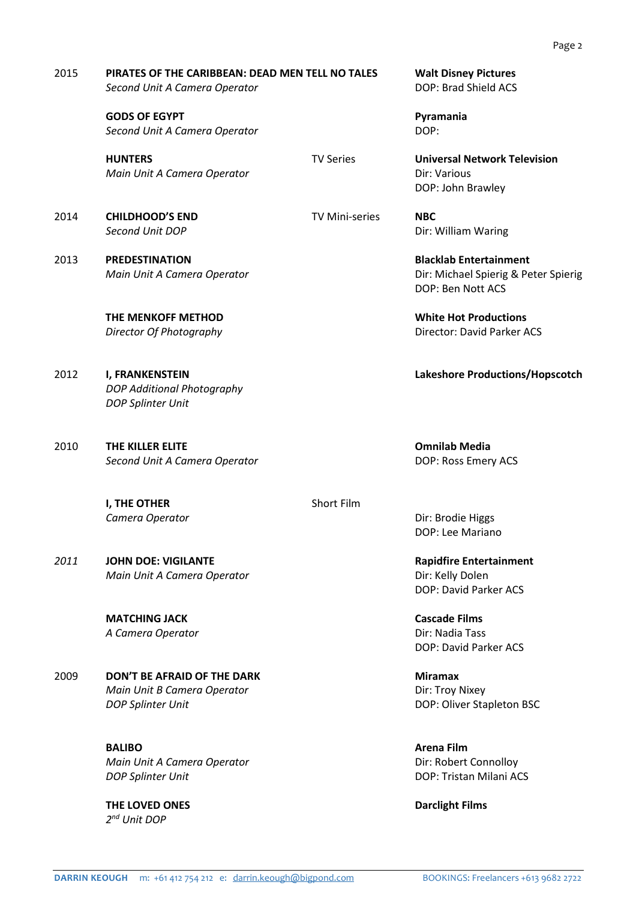| Year | Production | Type | Company / Credits |
|---|---|---|---|
| 2015 | **PIRATES OF THE CARIBBEAN: DEAD MEN TELL NO TALES**<br>*Second Unit A Camera Operator* | | **Walt Disney Pictures**<br>DOP: Brad Shield ACS |
| | **GODS OF EGYPT**<br>*Second Unit A Camera Operator* | | **Pyramania**<br>DOP: |
| | **HUNTERS**<br>*Main Unit A Camera Operator* | TV Series | **Universal Network Television**<br>Dir: Various<br>DOP: John Brawley |
| 2014 | **CHILDHOOD'S END**<br>*Second Unit DOP* | TV Mini-series | **NBC**<br>Dir: William Waring |
| 2013 | **PREDESTINATION**<br>*Main Unit A Camera Operator* | | **Blacklab Entertainment**<br>Dir: Michael Spierig & Peter Spierig<br>DOP: Ben Nott ACS |
| | **THE MENKOFF METHOD**<br>*Director Of Photography* | | **White Hot Productions**<br>Director: David Parker ACS |
| 2012 | **I, FRANKENSTEIN**<br>*DOP Additional Photography*<br>*DOP Splinter Unit* | | **Lakeshore Productions/Hopscotch** |
| 2010 | **THE KILLER ELITE**<br>*Second Unit A Camera Operator* | | **Omnilab Media**<br>DOP: Ross Emery ACS |
| | **I, THE OTHER**<br>*Camera Operator* | Short Film | Dir: Brodie Higgs<br>DOP: Lee Mariano |
| *2011* | **JOHN DOE: VIGILANTE**<br>*Main Unit A Camera Operator* | | **Rapidfire Entertainment**<br>Dir: Kelly Dolen<br>DOP: David Parker ACS |
| | **MATCHING JACK**<br>*A Camera Operator* | | **Cascade Films**<br>Dir: Nadia Tass<br>DOP: David Parker ACS |
| 2009 | **DON'T BE AFRAID OF THE DARK**<br>*Main Unit B Camera Operator*<br>*DOP Splinter Unit* | | **Miramax**<br>Dir: Troy Nixey<br>DOP: Oliver Stapleton BSC |
| | **BALIBO**<br>*Main Unit A Camera Operator*<br>*DOP Splinter Unit* | | **Arena Film**<br>Dir: Robert Connolloy<br>DOP: Tristan Milani ACS |
| | **THE LOVED ONES**<br>*2nd Unit DOP* | | **Darclight Films** |

**DARRIN KEOUGH** m: +61 412 754 212 e: darrin.keough@bigpond.com BOOKINGS: Freelancers +613 9682 2722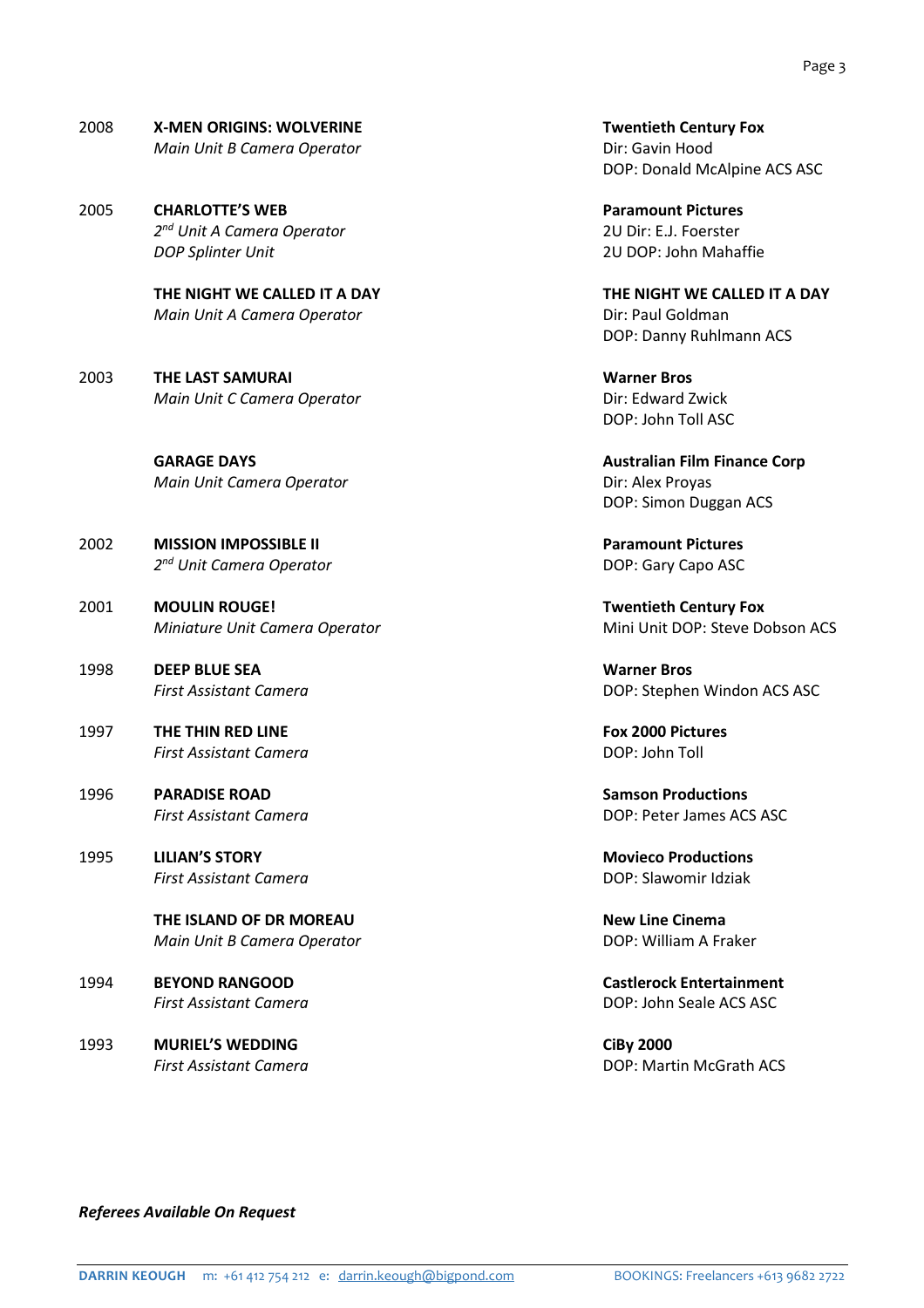| | | |
|---|---|---|
| 2008 | **X-MEN ORIGINS: WOLVERINE**<br>*Main Unit B Camera Operator* | **Twentieth Century Fox**<br>Dir: Gavin Hood<br>DOP: Donald McAlpine ACS ASC |
| 2005 | **CHARLOTTE'S WEB**<br>*2nd Unit A Camera Operator*<br>*DOP Splinter Unit* | **Paramount Pictures**<br>2U Dir: E.J. Foerster<br>2U DOP: John Mahaffie |
| | **THE NIGHT WE CALLED IT A DAY**<br>*Main Unit A Camera Operator* | **THE NIGHT WE CALLED IT A DAY**<br>Dir: Paul Goldman<br>DOP: Danny Ruhlmann ACS |
| 2003 | **THE LAST SAMURAI**<br>*Main Unit C Camera Operator* | **Warner Bros**<br>Dir: Edward Zwick<br>DOP: John Toll ASC |
| | **GARAGE DAYS**<br>*Main Unit Camera Operator* | **Australian Film Finance Corp**<br>Dir: Alex Proyas<br>DOP: Simon Duggan ACS |
| 2002 | **MISSION IMPOSSIBLE II**<br>*2nd Unit Camera Operator* | **Paramount Pictures**<br>DOP: Gary Capo ASC |
| 2001 | **MOULIN ROUGE!**<br>*Miniature Unit Camera Operator* | **Twentieth Century Fox**<br>Mini Unit DOP: Steve Dobson ACS |
| 1998 | **DEEP BLUE SEA**<br>*First Assistant Camera* | **Warner Bros**<br>DOP: Stephen Windon ACS ASC |
| 1997 | **THE THIN RED LINE**<br>*First Assistant Camera* | **Fox 2000 Pictures**<br>DOP: John Toll |
| 1996 | **PARADISE ROAD**<br>*First Assistant Camera* | **Samson Productions**<br>DOP: Peter James ACS ASC |
| 1995 | **LILIAN'S STORY**<br>*First Assistant Camera* | **Movieco Productions**<br>DOP: Slawomir Idziak |
| | **THE ISLAND OF DR MOREAU**<br>*Main Unit B Camera Operator* | **New Line Cinema**<br>DOP: William A Fraker |
| 1994 | **BEYOND RANGOOD**<br>*First Assistant Camera* | **Castlerock Entertainment**<br>DOP: John Seale ACS ASC |
| 1993 | **MURIEL'S WEDDING**<br>*First Assistant Camera* | **CiBy 2000**<br>DOP: Martin McGrath ACS |

***Referees Available On Request***